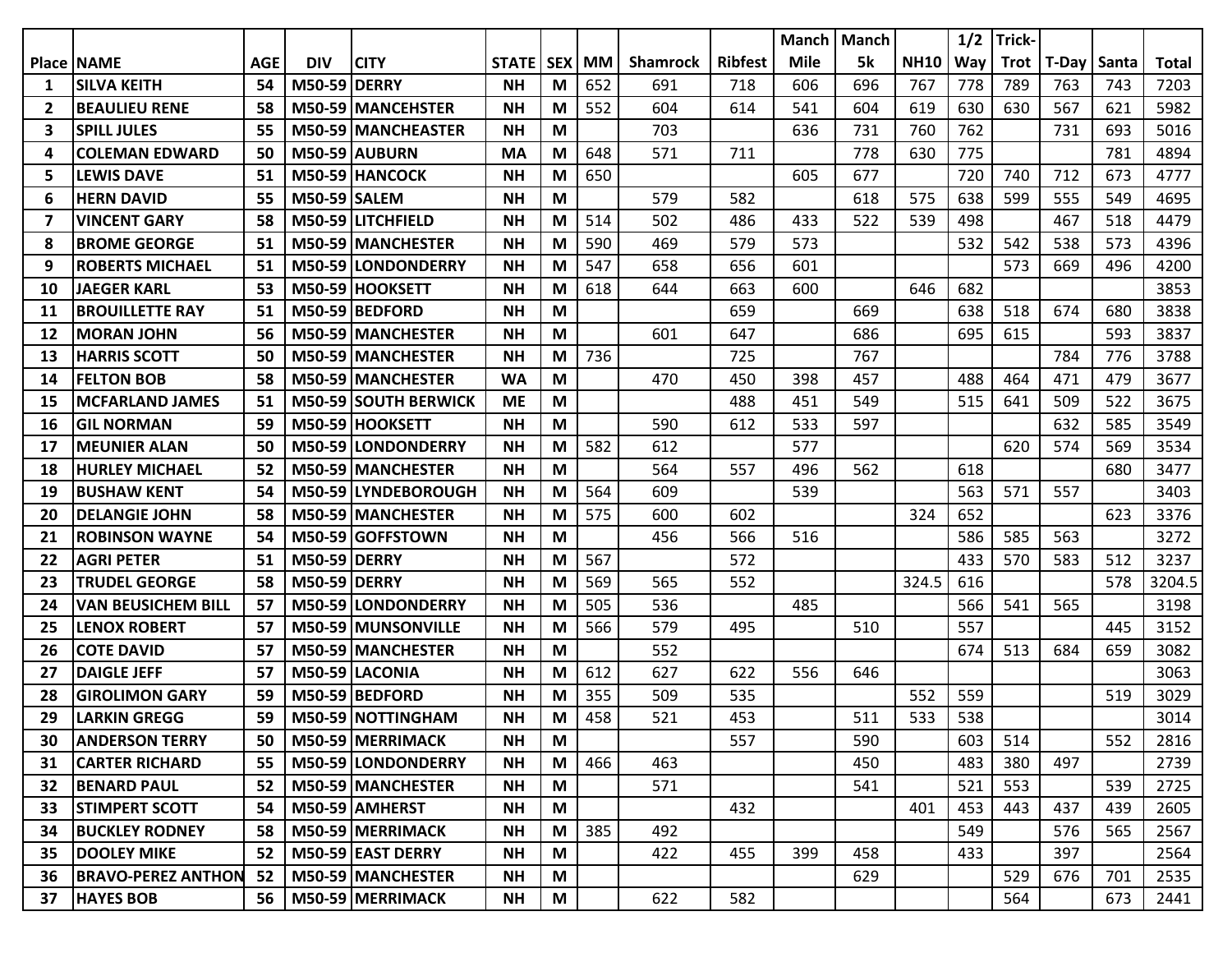| Place | NAME | AGE | DIV | CITY | STATE | SEX | MM | Shamrock | Ribfest | Manch Mile | Manch 5k | NH10 | 1/2 Way | Trick-Trot | T-Day | Santa | Total |
|---|---|---|---|---|---|---|---|---|---|---|---|---|---|---|---|---|---|
| 1 | SILVA KEITH | 54 | M50-59 | DERRY | NH | M | 652 | 691 | 718 | 606 | 696 | 767 | 778 | 789 | 763 | 743 | 7203 |
| 2 | BEAULIEU RENE | 58 | M50-59 | MANCEHSTER | NH | M | 552 | 604 | 614 | 541 | 604 | 619 | 630 | 630 | 567 | 621 | 5982 |
| 3 | SPILL JULES | 55 | M50-59 | MANCHEASTER | NH | M | | 703 | | 636 | 731 | 760 | 762 | | 731 | 693 | 5016 |
| 4 | COLEMAN EDWARD | 50 | M50-59 | AUBURN | MA | M | 648 | 571 | 711 | | 778 | 630 | 775 | | | 781 | 4894 |
| 5 | LEWIS DAVE | 51 | M50-59 | HANCOCK | NH | M | 650 | | | 605 | 677 | | 720 | 740 | 712 | 673 | 4777 |
| 6 | HERN DAVID | 55 | M50-59 | SALEM | NH | M | | 579 | 582 | | 618 | 575 | 638 | 599 | 555 | 549 | 4695 |
| 7 | VINCENT GARY | 58 | M50-59 | LITCHFIELD | NH | M | 514 | 502 | 486 | 433 | 522 | 539 | 498 | | 467 | 518 | 4479 |
| 8 | BROME GEORGE | 51 | M50-59 | MANCHESTER | NH | M | 590 | 469 | 579 | 573 | | | 532 | 542 | 538 | 573 | 4396 |
| 9 | ROBERTS MICHAEL | 51 | M50-59 | LONDONDERRY | NH | M | 547 | 658 | 656 | 601 | | | | 573 | 669 | 496 | 4200 |
| 10 | JAEGER KARL | 53 | M50-59 | HOOKSETT | NH | M | 618 | 644 | 663 | 600 | | 646 | 682 | | | | 3853 |
| 11 | BROUILLETTE RAY | 51 | M50-59 | BEDFORD | NH | M | | | 659 | | 669 | | 638 | 518 | 674 | 680 | 3838 |
| 12 | MORAN JOHN | 56 | M50-59 | MANCHESTER | NH | M | | 601 | 647 | | 686 | | 695 | 615 | | 593 | 3837 |
| 13 | HARRIS SCOTT | 50 | M50-59 | MANCHESTER | NH | M | 736 | | 725 | | 767 | | | | 784 | 776 | 3788 |
| 14 | FELTON BOB | 58 | M50-59 | MANCHESTER | WA | M | | 470 | 450 | 398 | 457 | | 488 | 464 | 471 | 479 | 3677 |
| 15 | MCFARLAND JAMES | 51 | M50-59 | SOUTH BERWICK | ME | M | | | 488 | 451 | 549 | | 515 | 641 | 509 | 522 | 3675 |
| 16 | GIL NORMAN | 59 | M50-59 | HOOKSETT | NH | M | | 590 | 612 | 533 | 597 | | | | 632 | 585 | 3549 |
| 17 | MEUNIER ALAN | 50 | M50-59 | LONDONDERRY | NH | M | 582 | 612 | | 577 | | | | 620 | 574 | 569 | 3534 |
| 18 | HURLEY MICHAEL | 52 | M50-59 | MANCHESTER | NH | M | | 564 | 557 | 496 | 562 | | 618 | | | 680 | 3477 |
| 19 | BUSHAW KENT | 54 | M50-59 | LYNDEBOROUGH | NH | M | 564 | 609 | | 539 | | | 563 | 571 | 557 | | 3403 |
| 20 | DELANGIE JOHN | 58 | M50-59 | MANCHESTER | NH | M | 575 | 600 | 602 | | | 324 | 652 | | | 623 | 3376 |
| 21 | ROBINSON WAYNE | 54 | M50-59 | GOFFSTOWN | NH | M | | 456 | 566 | 516 | | | 586 | 585 | 563 | | 3272 |
| 22 | AGRI PETER | 51 | M50-59 | DERRY | NH | M | 567 | | 572 | | | | 433 | 570 | 583 | 512 | 3237 |
| 23 | TRUDEL GEORGE | 58 | M50-59 | DERRY | NH | M | 569 | 565 | 552 | | | 324.5 | 616 | | | 578 | 3204.5 |
| 24 | VAN BEUSICHEM BILL | 57 | M50-59 | LONDONDERRY | NH | M | 505 | 536 | | 485 | | | 566 | 541 | 565 | | 3198 |
| 25 | LENOX ROBERT | 57 | M50-59 | MUNSONVILLE | NH | M | 566 | 579 | 495 | | 510 | | 557 | | | 445 | 3152 |
| 26 | COTE DAVID | 57 | M50-59 | MANCHESTER | NH | M | | 552 | | | | | 674 | 513 | 684 | 659 | 3082 |
| 27 | DAIGLE JEFF | 57 | M50-59 | LACONIA | NH | M | 612 | 627 | 622 | 556 | 646 | | | | | | 3063 |
| 28 | GIROLIMON GARY | 59 | M50-59 | BEDFORD | NH | M | 355 | 509 | 535 | | | 552 | 559 | | | 519 | 3029 |
| 29 | LARKIN GREGG | 59 | M50-59 | NOTTINGHAM | NH | M | 458 | 521 | 453 | | 511 | 533 | 538 | | | | 3014 |
| 30 | ANDERSON TERRY | 50 | M50-59 | MERRIMACK | NH | M | | | 557 | | 590 | | 603 | 514 | | 552 | 2816 |
| 31 | CARTER RICHARD | 55 | M50-59 | LONDONDERRY | NH | M | 466 | 463 | | | 450 | | 483 | 380 | 497 | | 2739 |
| 32 | BENARD PAUL | 52 | M50-59 | MANCHESTER | NH | M | | 571 | | | 541 | | 521 | 553 | | 539 | 2725 |
| 33 | STIMPERT SCOTT | 54 | M50-59 | AMHERST | NH | M | | | 432 | | | 401 | 453 | 443 | 437 | 439 | 2605 |
| 34 | BUCKLEY RODNEY | 58 | M50-59 | MERRIMACK | NH | M | 385 | 492 | | | | | 549 | | 576 | 565 | 2567 |
| 35 | DOOLEY MIKE | 52 | M50-59 | EAST DERRY | NH | M | | 422 | 455 | 399 | 458 | | 433 | | 397 | | 2564 |
| 36 | BRAVO-PEREZ ANTHON | 52 | M50-59 | MANCHESTER | NH | M | | | | | 629 | | | 529 | 676 | 701 | 2535 |
| 37 | HAYES BOB | 56 | M50-59 | MERRIMACK | NH | M | | 622 | 582 | | | | | 564 | | 673 | 2441 |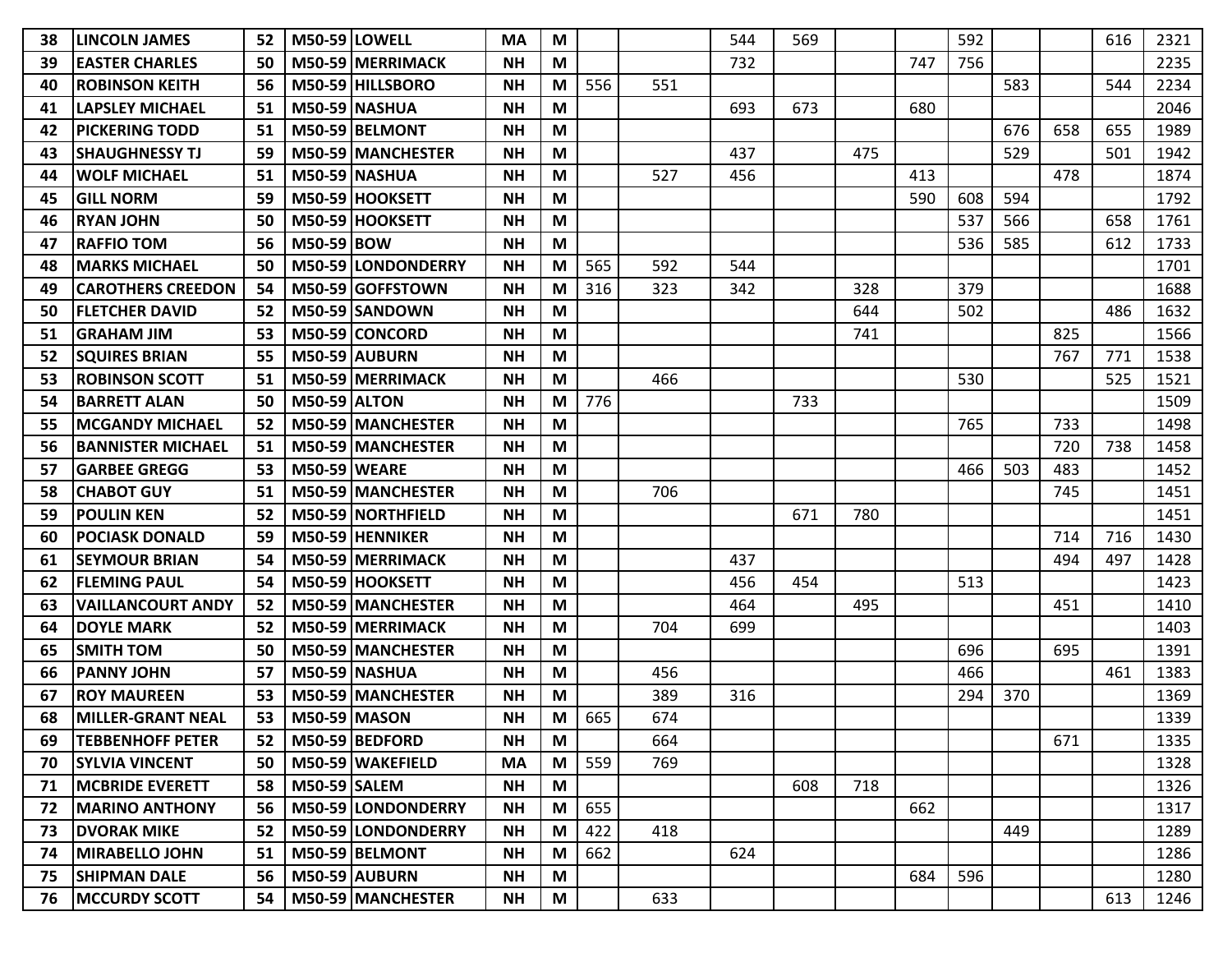| | | | | | | | | | | | | | | | | | |
|---|---|---|---|---|---|---|---|---|---|---|---|---|---|---|---|---|---|
| 38 | LINCOLN JAMES | 52 | M50-59 | LOWELL | MA | M | | | 544 | 569 | | | 592 | | | 616 | 2321 |
| 39 | EASTER CHARLES | 50 | M50-59 | MERRIMACK | NH | M | | | 732 | | | 747 | 756 | | | | 2235 |
| 40 | ROBINSON KEITH | 56 | M50-59 | HILLSBORO | NH | M | 556 | 551 | | | | | | 583 | | 544 | 2234 |
| 41 | LAPSLEY MICHAEL | 51 | M50-59 | NASHUA | NH | M | | | 693 | 673 | | 680 | | | | | 2046 |
| 42 | PICKERING TODD | 51 | M50-59 | BELMONT | NH | M | | | | | | | | 676 | 658 | 655 | 1989 |
| 43 | SHAUGHNESSY TJ | 59 | M50-59 | MANCHESTER | NH | M | | | 437 | | 475 | | | 529 | | 501 | 1942 |
| 44 | WOLF MICHAEL | 51 | M50-59 | NASHUA | NH | M | | 527 | 456 | | | 413 | | | 478 | | 1874 |
| 45 | GILL NORM | 59 | M50-59 | HOOKSETT | NH | M | | | | | | 590 | 608 | 594 | | | 1792 |
| 46 | RYAN JOHN | 50 | M50-59 | HOOKSETT | NH | M | | | | | | | 537 | 566 | | 658 | 1761 |
| 47 | RAFFIO TOM | 56 | M50-59 | BOW | NH | M | | | | | | | 536 | 585 | | 612 | 1733 |
| 48 | MARKS MICHAEL | 50 | M50-59 | LONDONDERRY | NH | M | 565 | 592 | 544 | | | | | | | | 1701 |
| 49 | CAROTHERS CREEDON | 54 | M50-59 | GOFFSTOWN | NH | M | 316 | 323 | 342 | | 328 | | 379 | | | | 1688 |
| 50 | FLETCHER DAVID | 52 | M50-59 | SANDOWN | NH | M | | | | | 644 | | 502 | | | 486 | 1632 |
| 51 | GRAHAM JIM | 53 | M50-59 | CONCORD | NH | M | | | | | 741 | | | | 825 | | 1566 |
| 52 | SQUIRES BRIAN | 55 | M50-59 | AUBURN | NH | M | | | | | | | | | 767 | 771 | 1538 |
| 53 | ROBINSON SCOTT | 51 | M50-59 | MERRIMACK | NH | M | | 466 | | | | | 530 | | | 525 | 1521 |
| 54 | BARRETT ALAN | 50 | M50-59 | ALTON | NH | M | 776 | | | 733 | | | | | | | 1509 |
| 55 | MCGANDY MICHAEL | 52 | M50-59 | MANCHESTER | NH | M | | | | | | | 765 | | 733 | | 1498 |
| 56 | BANNISTER MICHAEL | 51 | M50-59 | MANCHESTER | NH | M | | | | | | | | | 720 | 738 | 1458 |
| 57 | GARBEE GREGG | 53 | M50-59 | WEARE | NH | M | | | | | | | 466 | 503 | 483 | | 1452 |
| 58 | CHABOT GUY | 51 | M50-59 | MANCHESTER | NH | M | | 706 | | | | | | | 745 | | 1451 |
| 59 | POULIN KEN | 52 | M50-59 | NORTHFIELD | NH | M | | | | 671 | 780 | | | | | | 1451 |
| 60 | POCIASK DONALD | 59 | M50-59 | HENNIKER | NH | M | | | | | | | | | 714 | 716 | 1430 |
| 61 | SEYMOUR BRIAN | 54 | M50-59 | MERRIMACK | NH | M | | | 437 | | | | | | 494 | 497 | 1428 |
| 62 | FLEMING PAUL | 54 | M50-59 | HOOKSETT | NH | M | | | 456 | 454 | | | 513 | | | | 1423 |
| 63 | VAILLANCOURT ANDY | 52 | M50-59 | MANCHESTER | NH | M | | | 464 | | 495 | | | | 451 | | 1410 |
| 64 | DOYLE MARK | 52 | M50-59 | MERRIMACK | NH | M | | 704 | 699 | | | | | | | | 1403 |
| 65 | SMITH TOM | 50 | M50-59 | MANCHESTER | NH | M | | | | | | | 696 | | 695 | | 1391 |
| 66 | PANNY JOHN | 57 | M50-59 | NASHUA | NH | M | | 456 | | | | | 466 | | | 461 | 1383 |
| 67 | ROY MAUREEN | 53 | M50-59 | MANCHESTER | NH | M | | 389 | 316 | | | | 294 | 370 | | | 1369 |
| 68 | MILLER-GRANT NEAL | 53 | M50-59 | MASON | NH | M | 665 | 674 | | | | | | | | | 1339 |
| 69 | TEBBENHOFF PETER | 52 | M50-59 | BEDFORD | NH | M | | 664 | | | | | | | 671 | | 1335 |
| 70 | SYLVIA VINCENT | 50 | M50-59 | WAKEFIELD | MA | M | 559 | 769 | | | | | | | | | 1328 |
| 71 | MCBRIDE EVERETT | 58 | M50-59 | SALEM | NH | M | | | | 608 | 718 | | | | | | 1326 |
| 72 | MARINO ANTHONY | 56 | M50-59 | LONDONDERRY | NH | M | 655 | | | | | 662 | | | | | 1317 |
| 73 | DVORAK MIKE | 52 | M50-59 | LONDONDERRY | NH | M | 422 | 418 | | | | | | 449 | | | 1289 |
| 74 | MIRABELLO JOHN | 51 | M50-59 | BELMONT | NH | M | 662 | | 624 | | | | | | | | 1286 |
| 75 | SHIPMAN DALE | 56 | M50-59 | AUBURN | NH | M | | | | | | 684 | 596 | | | | 1280 |
| 76 | MCCURDY SCOTT | 54 | M50-59 | MANCHESTER | NH | M | | 633 | | | | | | | | 613 | 1246 |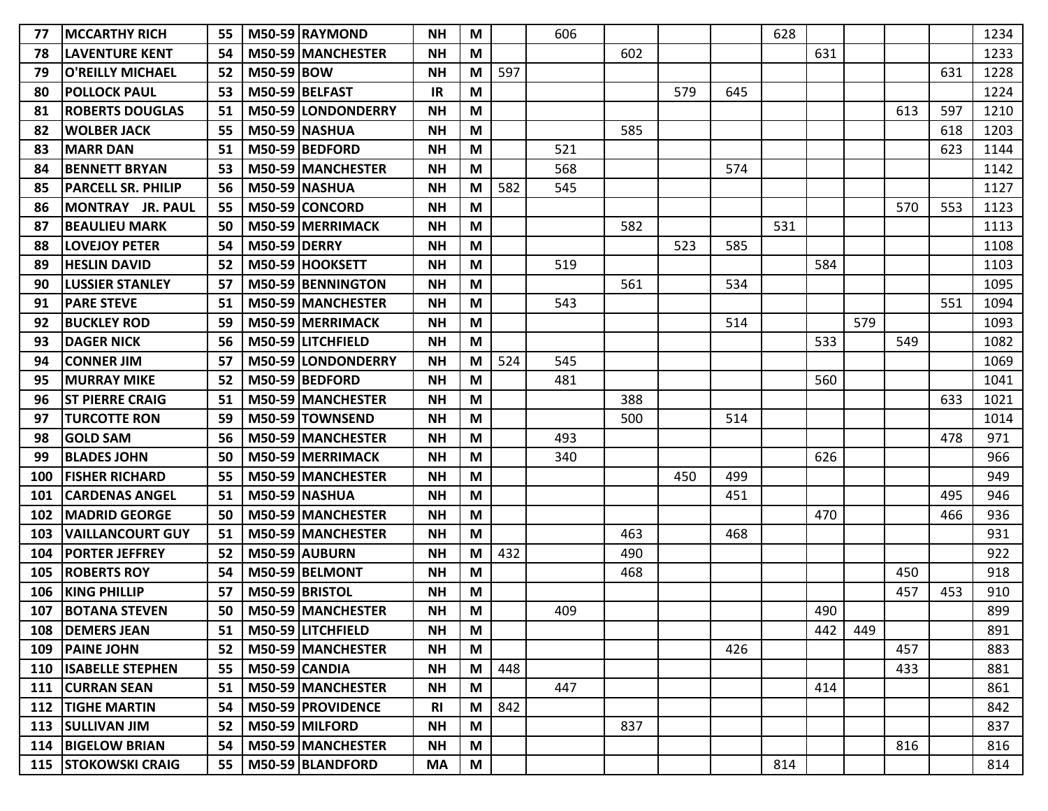| | | | | | | | | | | | | | | | | | |
|---|---|---|---|---|---|---|---|---|---|---|---|---|---|---|---|---|---|
| 77 | MCCARTHY RICH | 55 | M50-59 | RAYMOND | NH | M | | 606 | | | | 628 | | | | | 1234 |
| 78 | LAVENTURE KENT | 54 | M50-59 | MANCHESTER | NH | M | | | 602 | | | | 631 | | | | 1233 |
| 79 | O'REILLY MICHAEL | 52 | M50-59 | BOW | NH | M | 597 | | | | | | | | | 631 | 1228 |
| 80 | POLLOCK PAUL | 53 | M50-59 | BELFAST | IR | M | | | | 579 | 645 | | | | | | 1224 |
| 81 | ROBERTS DOUGLAS | 51 | M50-59 | LONDONDERRY | NH | M | | | | | | | | | 613 | 597 | 1210 |
| 82 | WOLBER JACK | 55 | M50-59 | NASHUA | NH | M | | | 585 | | | | | | | 618 | 1203 |
| 83 | MARR DAN | 51 | M50-59 | BEDFORD | NH | M | | 521 | | | | | | | | 623 | 1144 |
| 84 | BENNETT BRYAN | 53 | M50-59 | MANCHESTER | NH | M | | 568 | | | 574 | | | | | | 1142 |
| 85 | PARCELL SR. PHILIP | 56 | M50-59 | NASHUA | NH | M | 582 | 545 | | | | | | | | | 1127 |
| 86 | MONTRAY JR. PAUL | 55 | M50-59 | CONCORD | NH | M | | | | | | | | | 570 | 553 | 1123 |
| 87 | BEAULIEU MARK | 50 | M50-59 | MERRIMACK | NH | M | | | 582 | | | 531 | | | | | 1113 |
| 88 | LOVEJOY PETER | 54 | M50-59 | DERRY | NH | M | | | | 523 | 585 | | | | | | 1108 |
| 89 | HESLIN DAVID | 52 | M50-59 | HOOKSETT | NH | M | | 519 | | | | | 584 | | | | 1103 |
| 90 | LUSSIER STANLEY | 57 | M50-59 | BENNINGTON | NH | M | | | 561 | | 534 | | | | | | 1095 |
| 91 | PARE STEVE | 51 | M50-59 | MANCHESTER | NH | M | | 543 | | | | | | | | 551 | 1094 |
| 92 | BUCKLEY ROD | 59 | M50-59 | MERRIMACK | NH | M | | | | | 514 | | | 579 | | | 1093 |
| 93 | DAGER NICK | 56 | M50-59 | LITCHFIELD | NH | M | | | | | | | 533 | | 549 | | 1082 |
| 94 | CONNER JIM | 57 | M50-59 | LONDONDERRY | NH | M | 524 | 545 | | | | | | | | | 1069 |
| 95 | MURRAY MIKE | 52 | M50-59 | BEDFORD | NH | M | | 481 | | | | | 560 | | | | 1041 |
| 96 | ST PIERRE CRAIG | 51 | M50-59 | MANCHESTER | NH | M | | | 388 | | | | | | | 633 | 1021 |
| 97 | TURCOTTE RON | 59 | M50-59 | TOWNSEND | NH | M | | | 500 | | 514 | | | | | | 1014 |
| 98 | GOLD SAM | 56 | M50-59 | MANCHESTER | NH | M | | 493 | | | | | | | | 478 | 971 |
| 99 | BLADES JOHN | 50 | M50-59 | MERRIMACK | NH | M | | 340 | | | | | 626 | | | | 966 |
| 100 | FISHER RICHARD | 55 | M50-59 | MANCHESTER | NH | M | | | | 450 | 499 | | | | | | 949 |
| 101 | CARDENAS ANGEL | 51 | M50-59 | NASHUA | NH | M | | | | | 451 | | | | | 495 | 946 |
| 102 | MADRID GEORGE | 50 | M50-59 | MANCHESTER | NH | M | | | | | | | 470 | | | 466 | 936 |
| 103 | VAILLANCOURT GUY | 51 | M50-59 | MANCHESTER | NH | M | | | 463 | | 468 | | | | | | 931 |
| 104 | PORTER JEFFREY | 52 | M50-59 | AUBURN | NH | M | 432 | | 490 | | | | | | | | 922 |
| 105 | ROBERTS ROY | 54 | M50-59 | BELMONT | NH | M | | | 468 | | | | | | 450 | | 918 |
| 106 | KING PHILLIP | 57 | M50-59 | BRISTOL | NH | M | | | | | | | | | 457 | 453 | 910 |
| 107 | BOTANA STEVEN | 50 | M50-59 | MANCHESTER | NH | M | | 409 | | | | | 490 | | | | 899 |
| 108 | DEMERS JEAN | 51 | M50-59 | LITCHFIELD | NH | M | | | | | | | 442 | 449 | | | 891 |
| 109 | PAINE JOHN | 52 | M50-59 | MANCHESTER | NH | M | | | | | 426 | | | | 457 | | 883 |
| 110 | ISABELLE STEPHEN | 55 | M50-59 | CANDIA | NH | M | 448 | | | | | | | | 433 | | 881 |
| 111 | CURRAN SEAN | 51 | M50-59 | MANCHESTER | NH | M | | 447 | | | | | 414 | | | | 861 |
| 112 | TIGHE MARTIN | 54 | M50-59 | PROVIDENCE | RI | M | 842 | | | | | | | | | | 842 |
| 113 | SULLIVAN JIM | 52 | M50-59 | MILFORD | NH | M | | | 837 | | | | | | | | 837 |
| 114 | BIGELOW BRIAN | 54 | M50-59 | MANCHESTER | NH | M | | | | | | | | | 816 | | 816 |
| 115 | STOKOWSKI CRAIG | 55 | M50-59 | BLANDFORD | MA | M | | | | | | 814 | | | | | 814 |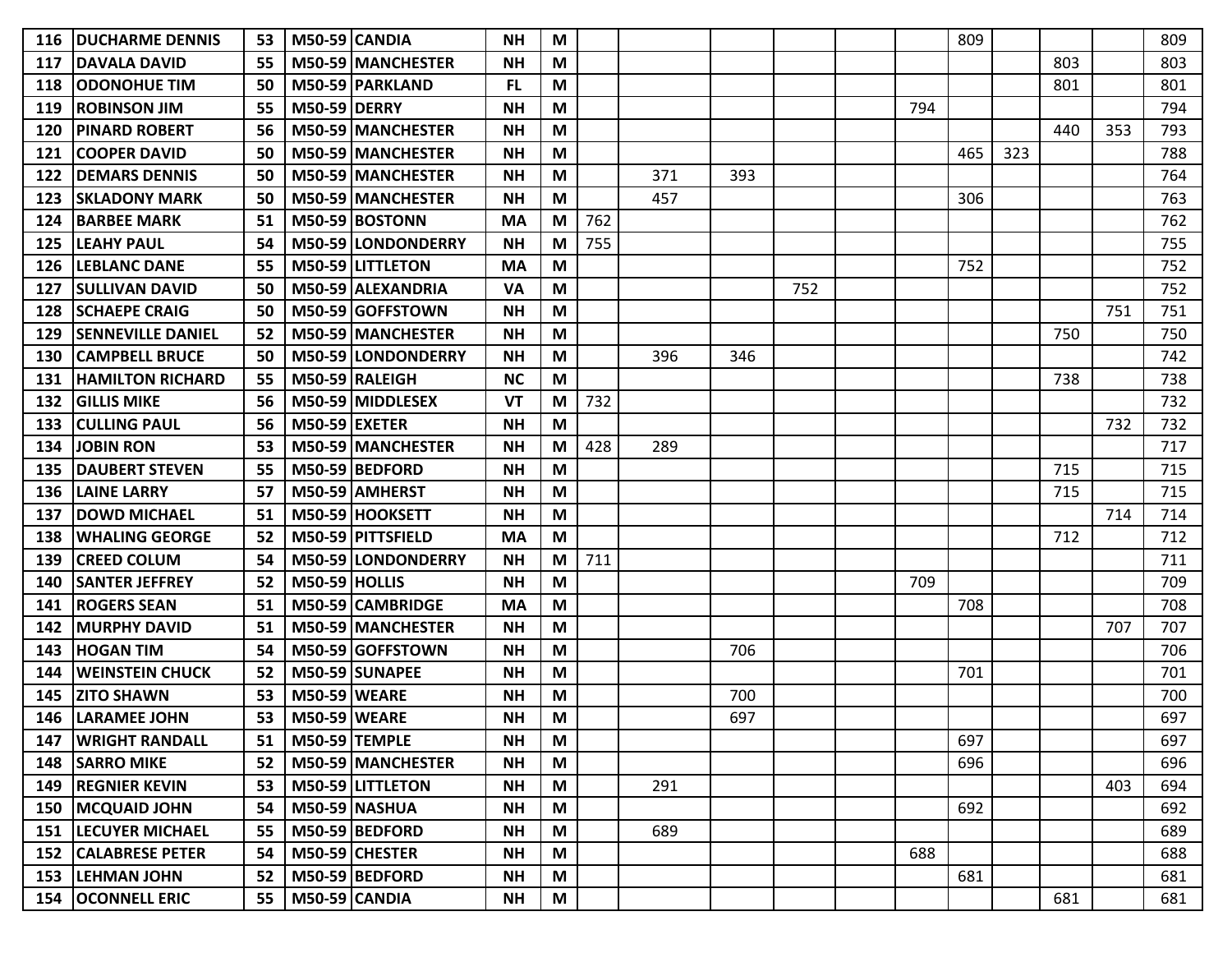| | | | | | | | | | | | | | | | | | |
|---|---|---|---|---|---|---|---|---|---|---|---|---|---|---|---|---|---|
| 116 | DUCHARME DENNIS | 53 | M50-59 | CANDIA | NH | M | | | | | | | 809 | | | | 809 |
| 117 | DAVALA DAVID | 55 | M50-59 | MANCHESTER | NH | M | | | | | | | | | 803 | | 803 |
| 118 | ODONOHUE TIM | 50 | M50-59 | PARKLAND | FL | M | | | | | | | | | 801 | | 801 |
| 119 | ROBINSON JIM | 55 | M50-59 | DERRY | NH | M | | | | | | 794 | | | | | 794 |
| 120 | PINARD ROBERT | 56 | M50-59 | MANCHESTER | NH | M | | | | | | | | | 440 | 353 | 793 |
| 121 | COOPER DAVID | 50 | M50-59 | MANCHESTER | NH | M | | | | | | | 465 | 323 | | | 788 |
| 122 | DEMARS DENNIS | 50 | M50-59 | MANCHESTER | NH | M | | 371 | 393 | | | | | | | | 764 |
| 123 | SKLADONY MARK | 50 | M50-59 | MANCHESTER | NH | M | | 457 | | | | | 306 | | | | 763 |
| 124 | BARBEE MARK | 51 | M50-59 | BOSTONN | MA | M | 762 | | | | | | | | | | 762 |
| 125 | LEAHY PAUL | 54 | M50-59 | LONDONDERRY | NH | M | 755 | | | | | | | | | | 755 |
| 126 | LEBLANC DANE | 55 | M50-59 | LITTLETON | MA | M | | | | | | | 752 | | | | 752 |
| 127 | SULLIVAN DAVID | 50 | M50-59 | ALEXANDRIA | VA | M | | | | 752 | | | | | | | 752 |
| 128 | SCHAEPE CRAIG | 50 | M50-59 | GOFFSTOWN | NH | M | | | | | | | | | | 751 | 751 |
| 129 | SENNEVILLE DANIEL | 52 | M50-59 | MANCHESTER | NH | M | | | | | | | | | 750 | | 750 |
| 130 | CAMPBELL BRUCE | 50 | M50-59 | LONDONDERRY | NH | M | | 396 | 346 | | | | | | | | 742 |
| 131 | HAMILTON RICHARD | 55 | M50-59 | RALEIGH | NC | M | | | | | | | | | 738 | | 738 |
| 132 | GILLIS MIKE | 56 | M50-59 | MIDDLESEX | VT | M | 732 | | | | | | | | | | 732 |
| 133 | CULLING PAUL | 56 | M50-59 | EXETER | NH | M | | | | | | | | | | 732 | 732 |
| 134 | JOBIN RON | 53 | M50-59 | MANCHESTER | NH | M | 428 | 289 | | | | | | | | | 717 |
| 135 | DAUBERT STEVEN | 55 | M50-59 | BEDFORD | NH | M | | | | | | | | | 715 | | 715 |
| 136 | LAINE LARRY | 57 | M50-59 | AMHERST | NH | M | | | | | | | | | 715 | | 715 |
| 137 | DOWD MICHAEL | 51 | M50-59 | HOOKSETT | NH | M | | | | | | | | | | 714 | 714 |
| 138 | WHALING GEORGE | 52 | M50-59 | PITTSFIELD | MA | M | | | | | | | | | 712 | | 712 |
| 139 | CREED COLUM | 54 | M50-59 | LONDONDERRY | NH | M | 711 | | | | | | | | | | 711 |
| 140 | SANTER JEFFREY | 52 | M50-59 | HOLLIS | NH | M | | | | | | 709 | | | | | 709 |
| 141 | ROGERS SEAN | 51 | M50-59 | CAMBRIDGE | MA | M | | | | | | | 708 | | | | 708 |
| 142 | MURPHY DAVID | 51 | M50-59 | MANCHESTER | NH | M | | | | | | | | | | 707 | 707 |
| 143 | HOGAN TIM | 54 | M50-59 | GOFFSTOWN | NH | M | | | 706 | | | | | | | | 706 |
| 144 | WEINSTEIN CHUCK | 52 | M50-59 | SUNAPEE | NH | M | | | | | | | 701 | | | | 701 |
| 145 | ZITO SHAWN | 53 | M50-59 | WEARE | NH | M | | | 700 | | | | | | | | 700 |
| 146 | LARAMEE JOHN | 53 | M50-59 | WEARE | NH | M | | | 697 | | | | | | | | 697 |
| 147 | WRIGHT RANDALL | 51 | M50-59 | TEMPLE | NH | M | | | | | | | 697 | | | | 697 |
| 148 | SARRO MIKE | 52 | M50-59 | MANCHESTER | NH | M | | | | | | | 696 | | | | 696 |
| 149 | REGNIER KEVIN | 53 | M50-59 | LITTLETON | NH | M | | 291 | | | | | | | | 403 | 694 |
| 150 | MCQUAID JOHN | 54 | M50-59 | NASHUA | NH | M | | | | | | | 692 | | | | 692 |
| 151 | LECUYER MICHAEL | 55 | M50-59 | BEDFORD | NH | M | | 689 | | | | | | | | | 689 |
| 152 | CALABRESE PETER | 54 | M50-59 | CHESTER | NH | M | | | | | | 688 | | | | | 688 |
| 153 | LEHMAN JOHN | 52 | M50-59 | BEDFORD | NH | M | | | | | | | 681 | | | | 681 |
| 154 | OCONNELL ERIC | 55 | M50-59 | CANDIA | NH | M | | | | | | | | | 681 | | 681 |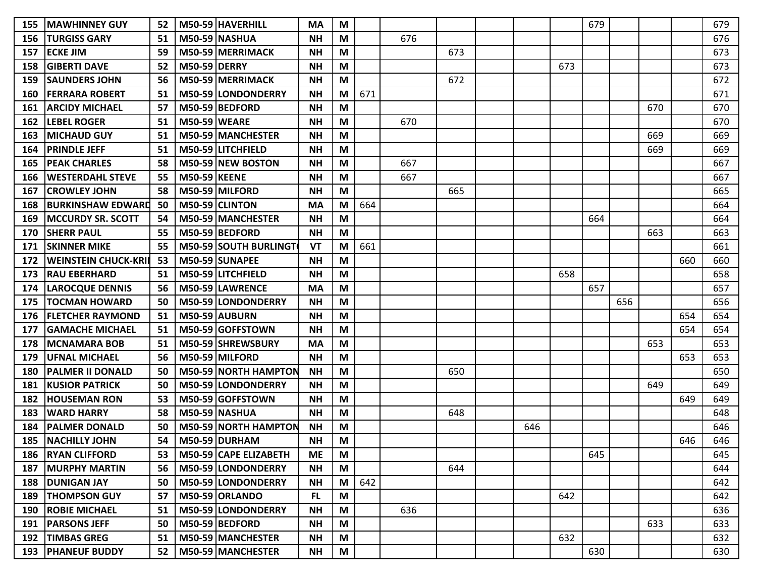| | | | | | | | | | | | | | | | | | |
|---|---|---|---|---|---|---|---|---|---|---|---|---|---|---|---|---|---|
| **155** | **MAWHINNEY GUY** | **52** | **M50-59** | **HAVERHILL** | **MA** | **M** | | | | | | | 679 | | | | 679 |
| **156** | **TURGISS GARY** | **51** | **M50-59** | **NASHUA** | **NH** | **M** | | 676 | | | | | | | | | 676 |
| **157** | **ECKE JIM** | **59** | **M50-59** | **MERRIMACK** | **NH** | **M** | | | 673 | | | | | | | | 673 |
| **158** | **GIBERTI DAVE** | **52** | **M50-59** | **DERRY** | **NH** | **M** | | | | | | 673 | | | | | 673 |
| **159** | **SAUNDERS JOHN** | **56** | **M50-59** | **MERRIMACK** | **NH** | **M** | | | 672 | | | | | | | | 672 |
| **160** | **FERRARA ROBERT** | **51** | **M50-59** | **LONDONDERRY** | **NH** | **M** | 671 | | | | | | | | | | 671 |
| **161** | **ARCIDY MICHAEL** | **57** | **M50-59** | **BEDFORD** | **NH** | **M** | | | | | | | | | 670 | | 670 |
| **162** | **LEBEL ROGER** | **51** | **M50-59** | **WEARE** | **NH** | **M** | | 670 | | | | | | | | | 670 |
| **163** | **MICHAUD GUY** | **51** | **M50-59** | **MANCHESTER** | **NH** | **M** | | | | | | | | | 669 | | 669 |
| **164** | **PRINDLE JEFF** | **51** | **M50-59** | **LITCHFIELD** | **NH** | **M** | | | | | | | | | 669 | | 669 |
| **165** | **PEAK CHARLES** | **58** | **M50-59** | **NEW BOSTON** | **NH** | **M** | | 667 | | | | | | | | | 667 |
| **166** | **WESTERDAHL STEVE** | **55** | **M50-59** | **KEENE** | **NH** | **M** | | 667 | | | | | | | | | 667 |
| **167** | **CROWLEY JOHN** | **58** | **M50-59** | **MILFORD** | **NH** | **M** | | | 665 | | | | | | | | 665 |
| **168** | **BURKINSHAW EDWARD** | **50** | **M50-59** | **CLINTON** | **MA** | **M** | 664 | | | | | | | | | | 664 |
| **169** | **MCCURDY SR. SCOTT** | **54** | **M50-59** | **MANCHESTER** | **NH** | **M** | | | | | | | 664 | | | | 664 |
| **170** | **SHERR PAUL** | **55** | **M50-59** | **BEDFORD** | **NH** | **M** | | | | | | | | | 663 | | 663 |
| **171** | **SKINNER MIKE** | **55** | **M50-59** | **SOUTH BURLINGTO** | **VT** | **M** | 661 | | | | | | | | | | 661 |
| **172** | **WEINSTEIN CHUCK-KRI** | **53** | **M50-59** | **SUNAPEE** | **NH** | **M** | | | | | | | | | | 660 | 660 |
| **173** | **RAU EBERHARD** | **51** | **M50-59** | **LITCHFIELD** | **NH** | **M** | | | | | | 658 | | | | | 658 |
| **174** | **LAROCQUE DENNIS** | **56** | **M50-59** | **LAWRENCE** | **MA** | **M** | | | | | | | 657 | | | | 657 |
| **175** | **TOCMAN HOWARD** | **50** | **M50-59** | **LONDONDERRY** | **NH** | **M** | | | | | | | | 656 | | | 656 |
| **176** | **FLETCHER RAYMOND** | **51** | **M50-59** | **AUBURN** | **NH** | **M** | | | | | | | | | | 654 | 654 |
| **177** | **GAMACHE MICHAEL** | **51** | **M50-59** | **GOFFSTOWN** | **NH** | **M** | | | | | | | | | | 654 | 654 |
| **178** | **MCNAMARA BOB** | **51** | **M50-59** | **SHREWSBURY** | **MA** | **M** | | | | | | | | | 653 | | 653 |
| **179** | **UFNAL MICHAEL** | **56** | **M50-59** | **MILFORD** | **NH** | **M** | | | | | | | | | | 653 | 653 |
| **180** | **PALMER II DONALD** | **50** | **M50-59** | **NORTH HAMPTON** | **NH** | **M** | | | 650 | | | | | | | | 650 |
| **181** | **KUSIOR PATRICK** | **50** | **M50-59** | **LONDONDERRY** | **NH** | **M** | | | | | | | | | 649 | | 649 |
| **182** | **HOUSEMAN RON** | **53** | **M50-59** | **GOFFSTOWN** | **NH** | **M** | | | | | | | | | | 649 | 649 |
| **183** | **WARD HARRY** | **58** | **M50-59** | **NASHUA** | **NH** | **M** | | | 648 | | | | | | | | 648 |
| **184** | **PALMER DONALD** | **50** | **M50-59** | **NORTH HAMPTON** | **NH** | **M** | | | | | 646 | | | | | | 646 |
| **185** | **NACHILLY JOHN** | **54** | **M50-59** | **DURHAM** | **NH** | **M** | | | | | | | | | | 646 | 646 |
| **186** | **RYAN CLIFFORD** | **53** | **M50-59** | **CAPE ELIZABETH** | **ME** | **M** | | | | | | | 645 | | | | 645 |
| **187** | **MURPHY MARTIN** | **56** | **M50-59** | **LONDONDERRY** | **NH** | **M** | | | 644 | | | | | | | | 644 |
| **188** | **DUNIGAN JAY** | **50** | **M50-59** | **LONDONDERRY** | **NH** | **M** | 642 | | | | | | | | | | 642 |
| **189** | **THOMPSON GUY** | **57** | **M50-59** | **ORLANDO** | **FL** | **M** | | | | | | 642 | | | | | 642 |
| **190** | **ROBIE MICHAEL** | **51** | **M50-59** | **LONDONDERRY** | **NH** | **M** | | 636 | | | | | | | | | 636 |
| **191** | **PARSONS JEFF** | **50** | **M50-59** | **BEDFORD** | **NH** | **M** | | | | | | | | | 633 | | 633 |
| **192** | **TIMBAS GREG** | **51** | **M50-59** | **MANCHESTER** | **NH** | **M** | | | | | | 632 | | | | | 632 |
| **193** | **PHANEUF BUDDY** | **52** | **M50-59** | **MANCHESTER** | **NH** | **M** | | | | | | | 630 | | | | 630 |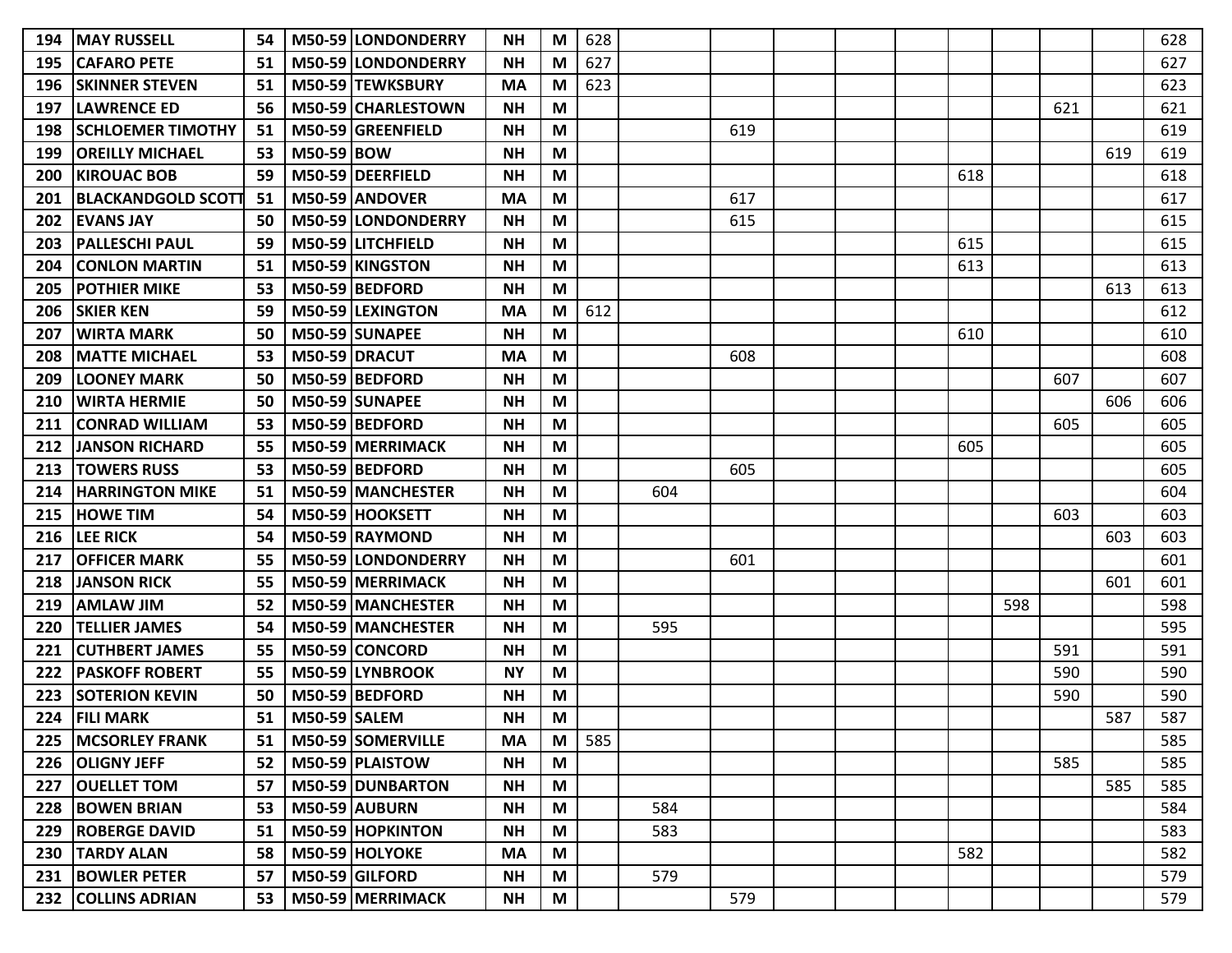| | | | | | | | | | | | | | | | | | |
|---|---|---|---|---|---|---|---|---|---|---|---|---|---|---|---|---|---|
| 194 | MAY RUSSELL | 54 | M50-59 | LONDONDERRY | NH | M | 628 | | | | | | | | | | 628 |
| 195 | CAFARO PETE | 51 | M50-59 | LONDONDERRY | NH | M | 627 | | | | | | | | | | 627 |
| 196 | SKINNER STEVEN | 51 | M50-59 | TEWKSBURY | MA | M | 623 | | | | | | | | | | 623 |
| 197 | LAWRENCE ED | 56 | M50-59 | CHARLESTOWN | NH | M | | | | | | | | | 621 | | 621 |
| 198 | SCHLOEMER TIMOTHY | 51 | M50-59 | GREENFIELD | NH | M | | | 619 | | | | | | | | 619 |
| 199 | OREILLY MICHAEL | 53 | M50-59 | BOW | NH | M | | | | | | | | | | 619 | 619 |
| 200 | KIROUAC BOB | 59 | M50-59 | DEERFIELD | NH | M | | | | | | | 618 | | | | 618 |
| 201 | BLACKANDGOLD SCOTT | 51 | M50-59 | ANDOVER | MA | M | | | 617 | | | | | | | | 617 |
| 202 | EVANS JAY | 50 | M50-59 | LONDONDERRY | NH | M | | | 615 | | | | | | | | 615 |
| 203 | PALLESCHI PAUL | 59 | M50-59 | LITCHFIELD | NH | M | | | | | | | 615 | | | | 615 |
| 204 | CONLON MARTIN | 51 | M50-59 | KINGSTON | NH | M | | | | | | | 613 | | | | 613 |
| 205 | POTHIER MIKE | 53 | M50-59 | BEDFORD | NH | M | | | | | | | | | | 613 | 613 |
| 206 | SKIER KEN | 59 | M50-59 | LEXINGTON | MA | M | 612 | | | | | | | | | | 612 |
| 207 | WIRTA MARK | 50 | M50-59 | SUNAPEE | NH | M | | | | | | | 610 | | | | 610 |
| 208 | MATTE MICHAEL | 53 | M50-59 | DRACUT | MA | M | | | 608 | | | | | | | | 608 |
| 209 | LOONEY MARK | 50 | M50-59 | BEDFORD | NH | M | | | | | | | | | 607 | | 607 |
| 210 | WIRTA HERMIE | 50 | M50-59 | SUNAPEE | NH | M | | | | | | | | | | 606 | 606 |
| 211 | CONRAD WILLIAM | 53 | M50-59 | BEDFORD | NH | M | | | | | | | | | 605 | | 605 |
| 212 | JANSON RICHARD | 55 | M50-59 | MERRIMACK | NH | M | | | | | | | 605 | | | | 605 |
| 213 | TOWERS RUSS | 53 | M50-59 | BEDFORD | NH | M | | | 605 | | | | | | | | 605 |
| 214 | HARRINGTON MIKE | 51 | M50-59 | MANCHESTER | NH | M | | 604 | | | | | | | | | 604 |
| 215 | HOWE TIM | 54 | M50-59 | HOOKSETT | NH | M | | | | | | | | | 603 | | 603 |
| 216 | LEE RICK | 54 | M50-59 | RAYMOND | NH | M | | | | | | | | | | 603 | 603 |
| 217 | OFFICER MARK | 55 | M50-59 | LONDONDERRY | NH | M | | | 601 | | | | | | | | 601 |
| 218 | JANSON RICK | 55 | M50-59 | MERRIMACK | NH | M | | | | | | | | | | 601 | 601 |
| 219 | AMLAW JIM | 52 | M50-59 | MANCHESTER | NH | M | | | | | | | | 598 | | | 598 |
| 220 | TELLIER JAMES | 54 | M50-59 | MANCHESTER | NH | M | | 595 | | | | | | | | | 595 |
| 221 | CUTHBERT JAMES | 55 | M50-59 | CONCORD | NH | M | | | | | | | | | 591 | | 591 |
| 222 | PASKOFF ROBERT | 55 | M50-59 | LYNBROOK | NY | M | | | | | | | | | 590 | | 590 |
| 223 | SOTERION KEVIN | 50 | M50-59 | BEDFORD | NH | M | | | | | | | | | 590 | | 590 |
| 224 | FILI MARK | 51 | M50-59 | SALEM | NH | M | | | | | | | | | | 587 | 587 |
| 225 | MCSORLEY FRANK | 51 | M50-59 | SOMERVILLE | MA | M | 585 | | | | | | | | | | 585 |
| 226 | OLIGNY JEFF | 52 | M50-59 | PLAISTOW | NH | M | | | | | | | | | 585 | | 585 |
| 227 | OUELLET TOM | 57 | M50-59 | DUNBARTON | NH | M | | | | | | | | | | 585 | 585 |
| 228 | BOWEN BRIAN | 53 | M50-59 | AUBURN | NH | M | | 584 | | | | | | | | | 584 |
| 229 | ROBERGE DAVID | 51 | M50-59 | HOPKINTON | NH | M | | 583 | | | | | | | | | 583 |
| 230 | TARDY ALAN | 58 | M50-59 | HOLYOKE | MA | M | | | | | | | 582 | | | | 582 |
| 231 | BOWLER PETER | 57 | M50-59 | GILFORD | NH | M | | 579 | | | | | | | | | 579 |
| 232 | COLLINS ADRIAN | 53 | M50-59 | MERRIMACK | NH | M | | | 579 | | | | | | | | 579 |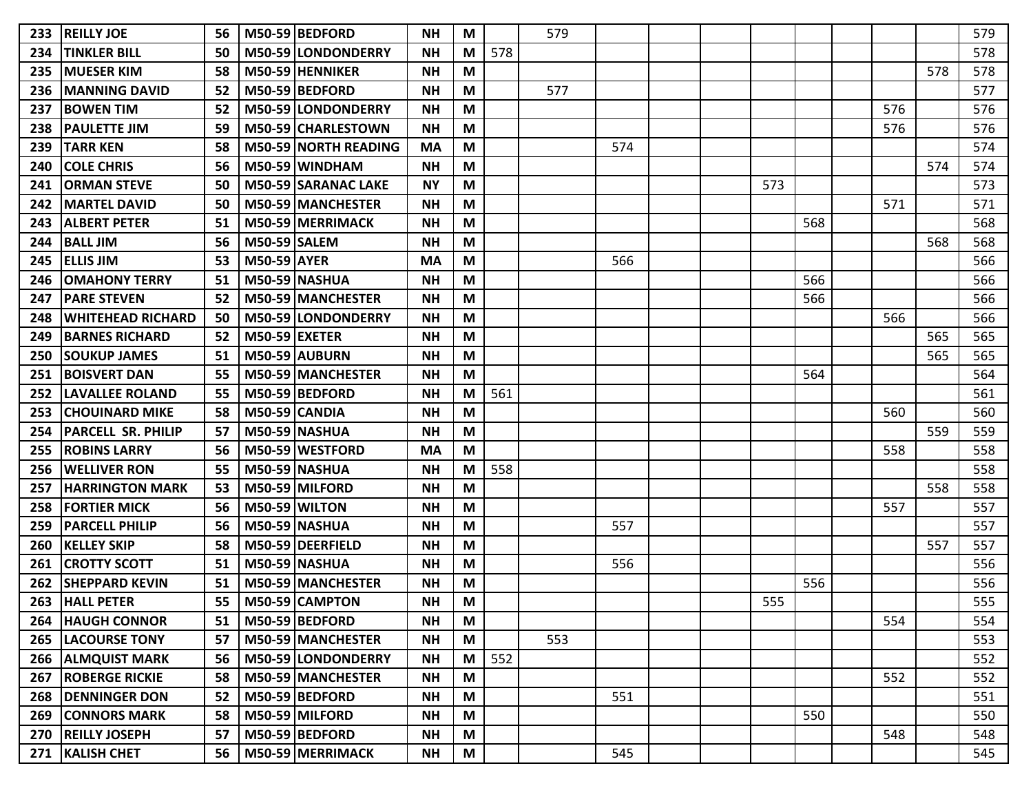| | | | | | | | | | | | | | | | | | |
|---|---|---|---|---|---|---|---|---|---|---|---|---|---|---|---|---|---|
| 233 | REILLY JOE | 56 | M50-59 | BEDFORD | NH | M | | 579 | | | | | | | | | 579 |
| 234 | TINKLER BILL | 50 | M50-59 | LONDONDERRY | NH | M | 578 | | | | | | | | | | 578 |
| 235 | MUESER KIM | 58 | M50-59 | HENNIKER | NH | M | | | | | | | | | | 578 | 578 |
| 236 | MANNING DAVID | 52 | M50-59 | BEDFORD | NH | M | | 577 | | | | | | | | | 577 |
| 237 | BOWEN TIM | 52 | M50-59 | LONDONDERRY | NH | M | | | | | | | | | 576 | | 576 |
| 238 | PAULETTE JIM | 59 | M50-59 | CHARLESTOWN | NH | M | | | | | | | | | 576 | | 576 |
| 239 | TARR KEN | 58 | M50-59 | NORTH READING | MA | M | | | 574 | | | | | | | | 574 |
| 240 | COLE CHRIS | 56 | M50-59 | WINDHAM | NH | M | | | | | | | | | | 574 | 574 |
| 241 | ORMAN STEVE | 50 | M50-59 | SARANAC LAKE | NY | M | | | | | | 573 | | | | | 573 |
| 242 | MARTEL DAVID | 50 | M50-59 | MANCHESTER | NH | M | | | | | | | | | 571 | | 571 |
| 243 | ALBERT PETER | 51 | M50-59 | MERRIMACK | NH | M | | | | | | | 568 | | | | 568 |
| 244 | BALL JIM | 56 | M50-59 | SALEM | NH | M | | | | | | | | | | 568 | 568 |
| 245 | ELLIS JIM | 53 | M50-59 | AYER | MA | M | | | 566 | | | | | | | | 566 |
| 246 | OMAHONY TERRY | 51 | M50-59 | NASHUA | NH | M | | | | | | | 566 | | | | 566 |
| 247 | PARE STEVEN | 52 | M50-59 | MANCHESTER | NH | M | | | | | | | 566 | | | | 566 |
| 248 | WHITEHEAD RICHARD | 50 | M50-59 | LONDONDERRY | NH | M | | | | | | | | | 566 | | 566 |
| 249 | BARNES RICHARD | 52 | M50-59 | EXETER | NH | M | | | | | | | | | | 565 | 565 |
| 250 | SOUKUP JAMES | 51 | M50-59 | AUBURN | NH | M | | | | | | | | | | 565 | 565 |
| 251 | BOISVERT DAN | 55 | M50-59 | MANCHESTER | NH | M | | | | | | | 564 | | | | 564 |
| 252 | LAVALLEE ROLAND | 55 | M50-59 | BEDFORD | NH | M | 561 | | | | | | | | | | 561 |
| 253 | CHOUINARD MIKE | 58 | M50-59 | CANDIA | NH | M | | | | | | | | | 560 | | 560 |
| 254 | PARCELL SR. PHILIP | 57 | M50-59 | NASHUA | NH | M | | | | | | | | | | 559 | 559 |
| 255 | ROBINS LARRY | 56 | M50-59 | WESTFORD | MA | M | | | | | | | | | 558 | | 558 |
| 256 | WELLIVER RON | 55 | M50-59 | NASHUA | NH | M | 558 | | | | | | | | | | 558 |
| 257 | HARRINGTON MARK | 53 | M50-59 | MILFORD | NH | M | | | | | | | | | | 558 | 558 |
| 258 | FORTIER MICK | 56 | M50-59 | WILTON | NH | M | | | | | | | | | 557 | | 557 |
| 259 | PARCELL PHILIP | 56 | M50-59 | NASHUA | NH | M | | | 557 | | | | | | | | 557 |
| 260 | KELLEY SKIP | 58 | M50-59 | DEERFIELD | NH | M | | | | | | | | | | 557 | 557 |
| 261 | CROTTY SCOTT | 51 | M50-59 | NASHUA | NH | M | | | 556 | | | | | | | | 556 |
| 262 | SHEPPARD KEVIN | 51 | M50-59 | MANCHESTER | NH | M | | | | | | | 556 | | | | 556 |
| 263 | HALL PETER | 55 | M50-59 | CAMPTON | NH | M | | | | | | 555 | | | | | 555 |
| 264 | HAUGH CONNOR | 51 | M50-59 | BEDFORD | NH | M | | | | | | | | | 554 | | 554 |
| 265 | LACOURSE TONY | 57 | M50-59 | MANCHESTER | NH | M | | 553 | | | | | | | | | 553 |
| 266 | ALMQUIST MARK | 56 | M50-59 | LONDONDERRY | NH | M | 552 | | | | | | | | | | 552 |
| 267 | ROBERGE RICKIE | 58 | M50-59 | MANCHESTER | NH | M | | | | | | | | | 552 | | 552 |
| 268 | DENNINGER DON | 52 | M50-59 | BEDFORD | NH | M | | | 551 | | | | | | | | 551 |
| 269 | CONNORS MARK | 58 | M50-59 | MILFORD | NH | M | | | | | | | 550 | | | | 550 |
| 270 | REILLY JOSEPH | 57 | M50-59 | BEDFORD | NH | M | | | | | | | | | 548 | | 548 |
| 271 | KALISH CHET | 56 | M50-59 | MERRIMACK | NH | M | | | 545 | | | | | | | | 545 |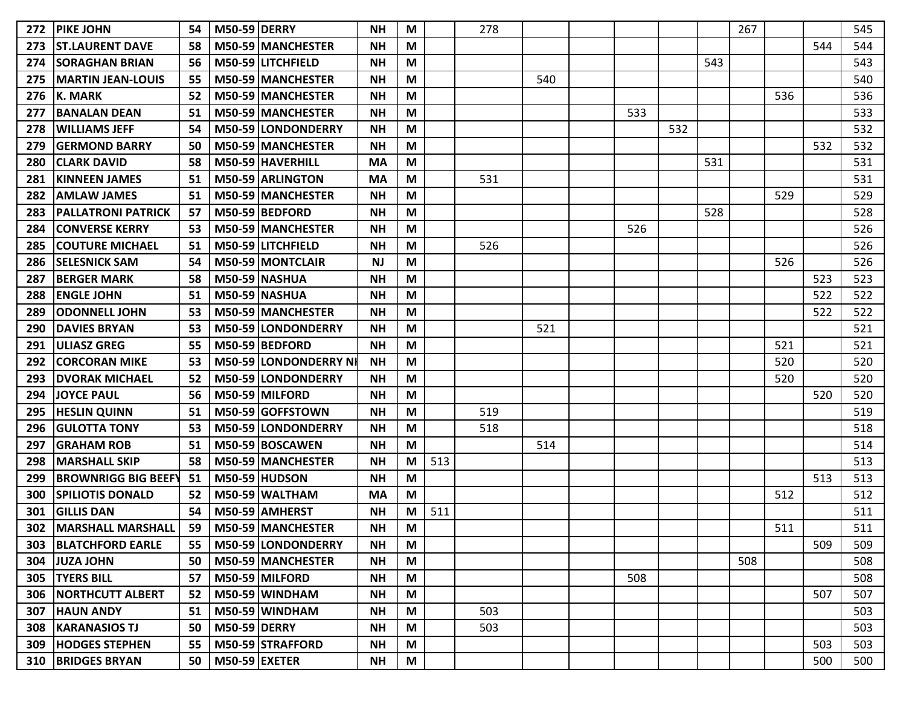| | | | | | | | | | | | | | | | | | |
|---|---|---|---|---|---|---|---|---|---|---|---|---|---|---|---|---|---|
| 272 | PIKE JOHN | 54 | M50-59 | DERRY | NH | M | | 278 | | | | | | 267 | | | 545 |
| 273 | ST.LAURENT DAVE | 58 | M50-59 | MANCHESTER | NH | M | | | | | | | | | | 544 | 544 |
| 274 | SORAGHAN BRIAN | 56 | M50-59 | LITCHFIELD | NH | M | | | | | | | 543 | | | | 543 |
| 275 | MARTIN JEAN-LOUIS | 55 | M50-59 | MANCHESTER | NH | M | | | 540 | | | | | | | | 540 |
| 276 | K. MARK | 52 | M50-59 | MANCHESTER | NH | M | | | | | | | | | 536 | | 536 |
| 277 | BANALAN DEAN | 51 | M50-59 | MANCHESTER | NH | M | | | | | 533 | | | | | | 533 |
| 278 | WILLIAMS JEFF | 54 | M50-59 | LONDONDERRY | NH | M | | | | | | 532 | | | | | 532 |
| 279 | GERMOND BARRY | 50 | M50-59 | MANCHESTER | NH | M | | | | | | | | | | 532 | 532 |
| 280 | CLARK DAVID | 58 | M50-59 | HAVERHILL | MA | M | | | | | | | 531 | | | | 531 |
| 281 | KINNEEN JAMES | 51 | M50-59 | ARLINGTON | MA | M | | 531 | | | | | | | | | 531 |
| 282 | AMLAW JAMES | 51 | M50-59 | MANCHESTER | NH | M | | | | | | | | | 529 | | 529 |
| 283 | PALLATRONI PATRICK | 57 | M50-59 | BEDFORD | NH | M | | | | | | | 528 | | | | 528 |
| 284 | CONVERSE KERRY | 53 | M50-59 | MANCHESTER | NH | M | | | | | 526 | | | | | | 526 |
| 285 | COUTURE MICHAEL | 51 | M50-59 | LITCHFIELD | NH | M | | 526 | | | | | | | | | 526 |
| 286 | SELESNICK SAM | 54 | M50-59 | MONTCLAIR | NJ | M | | | | | | | | | 526 | | 526 |
| 287 | BERGER MARK | 58 | M50-59 | NASHUA | NH | M | | | | | | | | | | 523 | 523 |
| 288 | ENGLE JOHN | 51 | M50-59 | NASHUA | NH | M | | | | | | | | | | 522 | 522 |
| 289 | ODONNELL JOHN | 53 | M50-59 | MANCHESTER | NH | M | | | | | | | | | | 522 | 522 |
| 290 | DAVIES BRYAN | 53 | M50-59 | LONDONDERRY | NH | M | | | 521 | | | | | | | | 521 |
| 291 | ULIASZ GREG | 55 | M50-59 | BEDFORD | NH | M | | | | | | | | | 521 | | 521 |
| 292 | CORCORAN MIKE | 53 | M50-59 | LONDONDERRY NH | NH | M | | | | | | | | | 520 | | 520 |
| 293 | DVORAK MICHAEL | 52 | M50-59 | LONDONDERRY | NH | M | | | | | | | | | 520 | | 520 |
| 294 | JOYCE PAUL | 56 | M50-59 | MILFORD | NH | M | | | | | | | | | | 520 | 520 |
| 295 | HESLIN QUINN | 51 | M50-59 | GOFFSTOWN | NH | M | | 519 | | | | | | | | | 519 |
| 296 | GULOTTA TONY | 53 | M50-59 | LONDONDERRY | NH | M | | 518 | | | | | | | | | 518 |
| 297 | GRAHAM ROB | 51 | M50-59 | BOSCAWEN | NH | M | | | 514 | | | | | | | | 514 |
| 298 | MARSHALL SKIP | 58 | M50-59 | MANCHESTER | NH | M | 513 | | | | | | | | | | 513 |
| 299 | BROWNRIGG BIG BEEFY | 51 | M50-59 | HUDSON | NH | M | | | | | | | | | | 513 | 513 |
| 300 | SPILIOTIS DONALD | 52 | M50-59 | WALTHAM | MA | M | | | | | | | | | 512 | | 512 |
| 301 | GILLIS DAN | 54 | M50-59 | AMHERST | NH | M | 511 | | | | | | | | | | 511 |
| 302 | MARSHALL MARSHALL | 59 | M50-59 | MANCHESTER | NH | M | | | | | | | | | 511 | | 511 |
| 303 | BLATCHFORD EARLE | 55 | M50-59 | LONDONDERRY | NH | M | | | | | | | | | | 509 | 509 |
| 304 | JUZA JOHN | 50 | M50-59 | MANCHESTER | NH | M | | | | | | | | 508 | | | 508 |
| 305 | TYERS BILL | 57 | M50-59 | MILFORD | NH | M | | | | | 508 | | | | | | 508 |
| 306 | NORTHCUTT ALBERT | 52 | M50-59 | WINDHAM | NH | M | | | | | | | | | | 507 | 507 |
| 307 | HAUN ANDY | 51 | M50-59 | WINDHAM | NH | M | | 503 | | | | | | | | | 503 |
| 308 | KARANASIOS TJ | 50 | M50-59 | DERRY | NH | M | | 503 | | | | | | | | | 503 |
| 309 | HODGES STEPHEN | 55 | M50-59 | STRAFFORD | NH | M | | | | | | | | | | 503 | 503 |
| 310 | BRIDGES BRYAN | 50 | M50-59 | EXETER | NH | M | | | | | | | | | | 500 | 500 |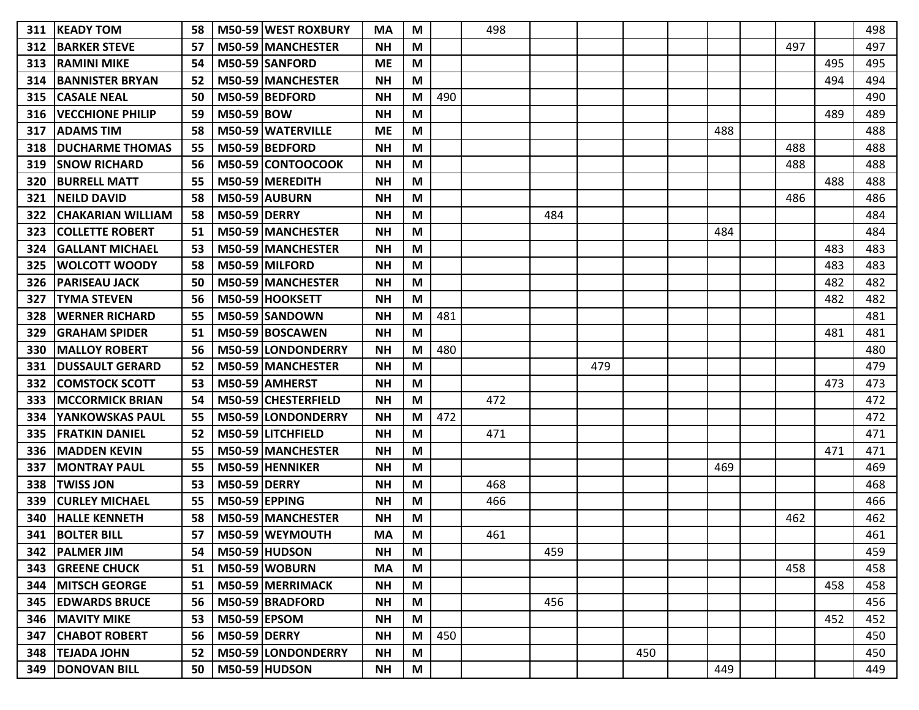| | | | | | | | | | | | | | | | | | |
|---|---|---|---|---|---|---|---|---|---|---|---|---|---|---|---|---|---|
| **311** | **KEADY TOM** | **58** | **M50-59** | **WEST ROXBURY** | **MA** | **M** | | 498 | | | | | | | | | 498 |
| **312** | **BARKER STEVE** | **57** | **M50-59** | **MANCHESTER** | **NH** | **M** | | | | | | | | | 497 | | 497 |
| **313** | **RAMINI MIKE** | **54** | **M50-59** | **SANFORD** | **ME** | **M** | | | | | | | | | | 495 | 495 |
| **314** | **BANNISTER BRYAN** | **52** | **M50-59** | **MANCHESTER** | **NH** | **M** | | | | | | | | | | 494 | 494 |
| **315** | **CASALE NEAL** | **50** | **M50-59** | **BEDFORD** | **NH** | **M** | 490 | | | | | | | | | | 490 |
| **316** | **VECCHIONE PHILIP** | **59** | **M50-59** | **BOW** | **NH** | **M** | | | | | | | | | | 489 | 489 |
| **317** | **ADAMS TIM** | **58** | **M50-59** | **WATERVILLE** | **ME** | **M** | | | | | | | 488 | | | | 488 |
| **318** | **DUCHARME THOMAS** | **55** | **M50-59** | **BEDFORD** | **NH** | **M** | | | | | | | | | 488 | | 488 |
| **319** | **SNOW RICHARD** | **56** | **M50-59** | **CONTOOCOOK** | **NH** | **M** | | | | | | | | | 488 | | 488 |
| **320** | **BURRELL MATT** | **55** | **M50-59** | **MEREDITH** | **NH** | **M** | | | | | | | | | | 488 | 488 |
| **321** | **NEILD DAVID** | **58** | **M50-59** | **AUBURN** | **NH** | **M** | | | | | | | | | 486 | | 486 |
| **322** | **CHAKARIAN WILLIAM** | **58** | **M50-59** | **DERRY** | **NH** | **M** | | | 484 | | | | | | | | 484 |
| **323** | **COLLETTE ROBERT** | **51** | **M50-59** | **MANCHESTER** | **NH** | **M** | | | | | | | 484 | | | | 484 |
| **324** | **GALLANT MICHAEL** | **53** | **M50-59** | **MANCHESTER** | **NH** | **M** | | | | | | | | | | 483 | 483 |
| **325** | **WOLCOTT WOODY** | **58** | **M50-59** | **MILFORD** | **NH** | **M** | | | | | | | | | | 483 | 483 |
| **326** | **PARISEAU JACK** | **50** | **M50-59** | **MANCHESTER** | **NH** | **M** | | | | | | | | | | 482 | 482 |
| **327** | **TYMA STEVEN** | **56** | **M50-59** | **HOOKSETT** | **NH** | **M** | | | | | | | | | | 482 | 482 |
| **328** | **WERNER RICHARD** | **55** | **M50-59** | **SANDOWN** | **NH** | **M** | 481 | | | | | | | | | | 481 |
| **329** | **GRAHAM SPIDER** | **51** | **M50-59** | **BOSCAWEN** | **NH** | **M** | | | | | | | | | | 481 | 481 |
| **330** | **MALLOY ROBERT** | **56** | **M50-59** | **LONDONDERRY** | **NH** | **M** | 480 | | | | | | | | | | 480 |
| **331** | **DUSSAULT GERARD** | **52** | **M50-59** | **MANCHESTER** | **NH** | **M** | | | | 479 | | | | | | | 479 |
| **332** | **COMSTOCK SCOTT** | **53** | **M50-59** | **AMHERST** | **NH** | **M** | | | | | | | | | | 473 | 473 |
| **333** | **MCCORMICK BRIAN** | **54** | **M50-59** | **CHESTERFIELD** | **NH** | **M** | | 472 | | | | | | | | | 472 |
| **334** | **YANKOWSKAS PAUL** | **55** | **M50-59** | **LONDONDERRY** | **NH** | **M** | 472 | | | | | | | | | | 472 |
| **335** | **FRATKIN DANIEL** | **52** | **M50-59** | **LITCHFIELD** | **NH** | **M** | | 471 | | | | | | | | | 471 |
| **336** | **MADDEN KEVIN** | **55** | **M50-59** | **MANCHESTER** | **NH** | **M** | | | | | | | | | | 471 | 471 |
| **337** | **MONTRAY PAUL** | **55** | **M50-59** | **HENNIKER** | **NH** | **M** | | | | | | | 469 | | | | 469 |
| **338** | **TWISS JON** | **53** | **M50-59** | **DERRY** | **NH** | **M** | | 468 | | | | | | | | | 468 |
| **339** | **CURLEY MICHAEL** | **55** | **M50-59** | **EPPING** | **NH** | **M** | | 466 | | | | | | | | | 466 |
| **340** | **HALLE KENNETH** | **58** | **M50-59** | **MANCHESTER** | **NH** | **M** | | | | | | | | | 462 | | 462 |
| **341** | **BOLTER BILL** | **57** | **M50-59** | **WEYMOUTH** | **MA** | **M** | | 461 | | | | | | | | | 461 |
| **342** | **PALMER JIM** | **54** | **M50-59** | **HUDSON** | **NH** | **M** | | | 459 | | | | | | | | 459 |
| **343** | **GREENE CHUCK** | **51** | **M50-59** | **WOBURN** | **MA** | **M** | | | | | | | | | 458 | | 458 |
| **344** | **MITSCH GEORGE** | **51** | **M50-59** | **MERRIMACK** | **NH** | **M** | | | | | | | | | | 458 | 458 |
| **345** | **EDWARDS BRUCE** | **56** | **M50-59** | **BRADFORD** | **NH** | **M** | | | 456 | | | | | | | | 456 |
| **346** | **MAVITY MIKE** | **53** | **M50-59** | **EPSOM** | **NH** | **M** | | | | | | | | | | 452 | 452 |
| **347** | **CHABOT ROBERT** | **56** | **M50-59** | **DERRY** | **NH** | **M** | 450 | | | | | | | | | | 450 |
| **348** | **TEJADA JOHN** | **52** | **M50-59** | **LONDONDERRY** | **NH** | **M** | | | | | 450 | | | | | | 450 |
| **349** | **DONOVAN BILL** | **50** | **M50-59** | **HUDSON** | **NH** | **M** | | | | | | | 449 | | | | 449 |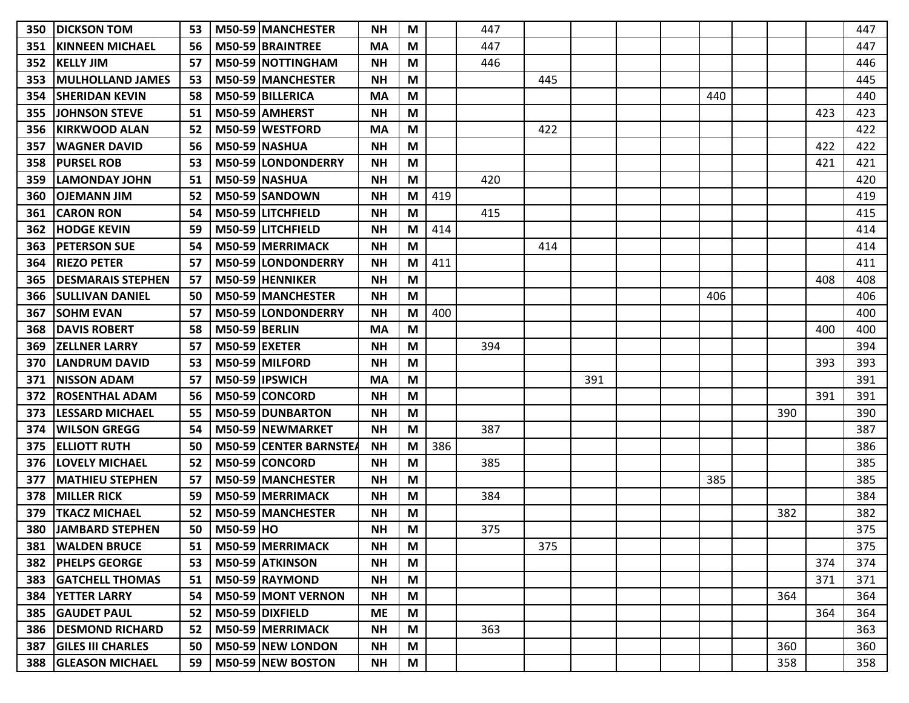| | | | | | | | | | | | | | | | | | |
|---|---|---|---|---|---|---|---|---|---|---|---|---|---|---|---|---|---|
| 350 | DICKSON TOM | 53 | M50-59 | MANCHESTER | NH | M | | 447 | | | | | | | | | 447 |
| 351 | KINNEEN MICHAEL | 56 | M50-59 | BRAINTREE | MA | M | | 447 | | | | | | | | | 447 |
| 352 | KELLY JIM | 57 | M50-59 | NOTTINGHAM | NH | M | | 446 | | | | | | | | | 446 |
| 353 | MULHOLLAND JAMES | 53 | M50-59 | MANCHESTER | NH | M | | | 445 | | | | | | | | 445 |
| 354 | SHERIDAN KEVIN | 58 | M50-59 | BILLERICA | MA | M | | | | | | | 440 | | | | 440 |
| 355 | JOHNSON STEVE | 51 | M50-59 | AMHERST | NH | M | | | | | | | | | | 423 | 423 |
| 356 | KIRKWOOD ALAN | 52 | M50-59 | WESTFORD | MA | M | | | 422 | | | | | | | | 422 |
| 357 | WAGNER DAVID | 56 | M50-59 | NASHUA | NH | M | | | | | | | | | | 422 | 422 |
| 358 | PURSEL ROB | 53 | M50-59 | LONDONDERRY | NH | M | | | | | | | | | | 421 | 421 |
| 359 | LAMONDAY JOHN | 51 | M50-59 | NASHUA | NH | M | | 420 | | | | | | | | | 420 |
| 360 | OJEMANN JIM | 52 | M50-59 | SANDOWN | NH | M | 419 | | | | | | | | | | 419 |
| 361 | CARON RON | 54 | M50-59 | LITCHFIELD | NH | M | | 415 | | | | | | | | | 415 |
| 362 | HODGE KEVIN | 59 | M50-59 | LITCHFIELD | NH | M | 414 | | | | | | | | | | 414 |
| 363 | PETERSON SUE | 54 | M50-59 | MERRIMACK | NH | M | | | 414 | | | | | | | | 414 |
| 364 | RIEZO PETER | 57 | M50-59 | LONDONDERRY | NH | M | 411 | | | | | | | | | | 411 |
| 365 | DESMARAIS STEPHEN | 57 | M50-59 | HENNIKER | NH | M | | | | | | | | | | 408 | 408 |
| 366 | SULLIVAN DANIEL | 50 | M50-59 | MANCHESTER | NH | M | | | | | | | 406 | | | | 406 |
| 367 | SOHM EVAN | 57 | M50-59 | LONDONDERRY | NH | M | 400 | | | | | | | | | | 400 |
| 368 | DAVIS ROBERT | 58 | M50-59 | BERLIN | MA | M | | | | | | | | | | 400 | 400 |
| 369 | ZELLNER LARRY | 57 | M50-59 | EXETER | NH | M | | 394 | | | | | | | | | 394 |
| 370 | LANDRUM DAVID | 53 | M50-59 | MILFORD | NH | M | | | | | | | | | | 393 | 393 |
| 371 | NISSON ADAM | 57 | M50-59 | IPSWICH | MA | M | | | | 391 | | | | | | | 391 |
| 372 | ROSENTHAL ADAM | 56 | M50-59 | CONCORD | NH | M | | | | | | | | | | 391 | 391 |
| 373 | LESSARD MICHAEL | 55 | M50-59 | DUNBARTON | NH | M | | | | | | | | | 390 | | 390 |
| 374 | WILSON GREGG | 54 | M50-59 | NEWMARKET | NH | M | | 387 | | | | | | | | | 387 |
| 375 | ELLIOTT RUTH | 50 | M50-59 | CENTER BARNSTEA | NH | M | 386 | | | | | | | | | | 386 |
| 376 | LOVELY MICHAEL | 52 | M50-59 | CONCORD | NH | M | | 385 | | | | | | | | | 385 |
| 377 | MATHIEU STEPHEN | 57 | M50-59 | MANCHESTER | NH | M | | | | | | | 385 | | | | 385 |
| 378 | MILLER RICK | 59 | M50-59 | MERRIMACK | NH | M | | 384 | | | | | | | | | 384 |
| 379 | TKACZ MICHAEL | 52 | M50-59 | MANCHESTER | NH | M | | | | | | | | | 382 | | 382 |
| 380 | JAMBARD STEPHEN | 50 | M50-59 | HO | NH | M | | 375 | | | | | | | | | 375 |
| 381 | WALDEN BRUCE | 51 | M50-59 | MERRIMACK | NH | M | | | 375 | | | | | | | | 375 |
| 382 | PHELPS GEORGE | 53 | M50-59 | ATKINSON | NH | M | | | | | | | | | | 374 | 374 |
| 383 | GATCHELL THOMAS | 51 | M50-59 | RAYMOND | NH | M | | | | | | | | | | 371 | 371 |
| 384 | YETTER LARRY | 54 | M50-59 | MONT VERNON | NH | M | | | | | | | | | 364 | | 364 |
| 385 | GAUDET PAUL | 52 | M50-59 | DIXFIELD | ME | M | | | | | | | | | | 364 | 364 |
| 386 | DESMOND RICHARD | 52 | M50-59 | MERRIMACK | NH | M | | 363 | | | | | | | | | 363 |
| 387 | GILES III CHARLES | 50 | M50-59 | NEW LONDON | NH | M | | | | | | | | | 360 | | 360 |
| 388 | GLEASON MICHAEL | 59 | M50-59 | NEW BOSTON | NH | M | | | | | | | | | 358 | | 358 |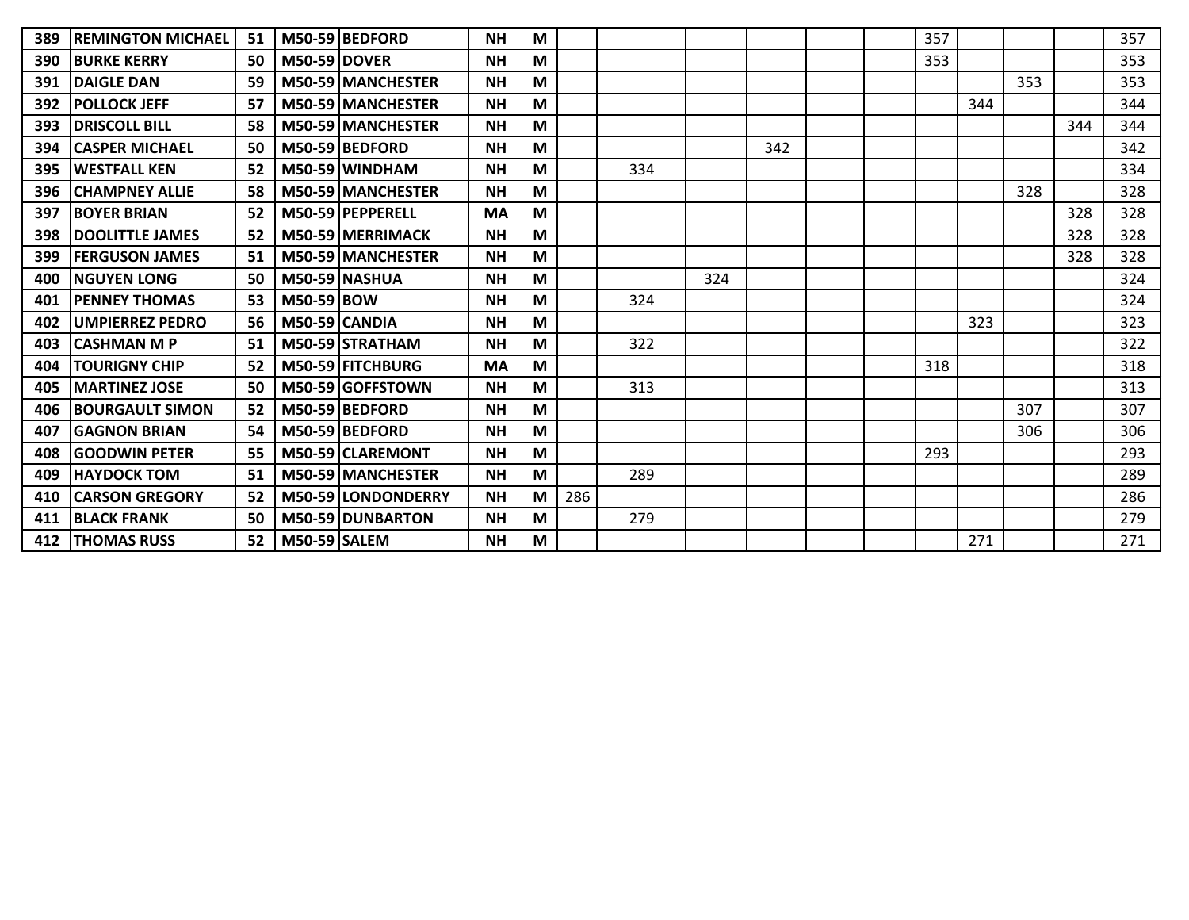| | | | | | | | | | | | | | | | | | |
|---|---|---|---|---|---|---|---|---|---|---|---|---|---|---|---|---|---|
| **389** | **REMINGTON MICHAEL** | **51** | **M50-59** | **BEDFORD** | **NH** | **M** | | | | | | | 357 | | | | 357 |
| **390** | **BURKE KERRY** | **50** | **M50-59** | **DOVER** | **NH** | **M** | | | | | | | 353 | | | | 353 |
| **391** | **DAIGLE DAN** | **59** | **M50-59** | **MANCHESTER** | **NH** | **M** | | | | | | | | | 353 | | 353 |
| **392** | **POLLOCK JEFF** | **57** | **M50-59** | **MANCHESTER** | **NH** | **M** | | | | | | | | 344 | | | 344 |
| **393** | **DRISCOLL BILL** | **58** | **M50-59** | **MANCHESTER** | **NH** | **M** | | | | | | | | | | 344 | 344 |
| **394** | **CASPER MICHAEL** | **50** | **M50-59** | **BEDFORD** | **NH** | **M** | | | | 342 | | | | | | | 342 |
| **395** | **WESTFALL KEN** | **52** | **M50-59** | **WINDHAM** | **NH** | **M** | | 334 | | | | | | | | | 334 |
| **396** | **CHAMPNEY ALLIE** | **58** | **M50-59** | **MANCHESTER** | **NH** | **M** | | | | | | | | | 328 | | 328 |
| **397** | **BOYER BRIAN** | **52** | **M50-59** | **PEPPERELL** | **MA** | **M** | | | | | | | | | | 328 | 328 |
| **398** | **DOOLITTLE JAMES** | **52** | **M50-59** | **MERRIMACK** | **NH** | **M** | | | | | | | | | | 328 | 328 |
| **399** | **FERGUSON JAMES** | **51** | **M50-59** | **MANCHESTER** | **NH** | **M** | | | | | | | | | | 328 | 328 |
| **400** | **NGUYEN LONG** | **50** | **M50-59** | **NASHUA** | **NH** | **M** | | | 324 | | | | | | | | 324 |
| **401** | **PENNEY THOMAS** | **53** | **M50-59** | **BOW** | **NH** | **M** | | 324 | | | | | | | | | 324 |
| **402** | **UMPIERREZ PEDRO** | **56** | **M50-59** | **CANDIA** | **NH** | **M** | | | | | | | | 323 | | | 323 |
| **403** | **CASHMAN M P** | **51** | **M50-59** | **STRATHAM** | **NH** | **M** | | 322 | | | | | | | | | 322 |
| **404** | **TOURIGNY CHIP** | **52** | **M50-59** | **FITCHBURG** | **MA** | **M** | | | | | | | 318 | | | | 318 |
| **405** | **MARTINEZ JOSE** | **50** | **M50-59** | **GOFFSTOWN** | **NH** | **M** | | 313 | | | | | | | | | 313 |
| **406** | **BOURGAULT SIMON** | **52** | **M50-59** | **BEDFORD** | **NH** | **M** | | | | | | | | | 307 | | 307 |
| **407** | **GAGNON BRIAN** | **54** | **M50-59** | **BEDFORD** | **NH** | **M** | | | | | | | | | 306 | | 306 |
| **408** | **GOODWIN PETER** | **55** | **M50-59** | **CLAREMONT** | **NH** | **M** | | | | | | | 293 | | | | 293 |
| **409** | **HAYDOCK TOM** | **51** | **M50-59** | **MANCHESTER** | **NH** | **M** | | 289 | | | | | | | | | 289 |
| **410** | **CARSON GREGORY** | **52** | **M50-59** | **LONDONDERRY** | **NH** | **M** | 286 | | | | | | | | | | 286 |
| **411** | **BLACK FRANK** | **50** | **M50-59** | **DUNBARTON** | **NH** | **M** | | 279 | | | | | | | | | 279 |
| **412** | **THOMAS RUSS** | **52** | **M50-59** | **SALEM** | **NH** | **M** | | | | | | | | 271 | | | 271 |